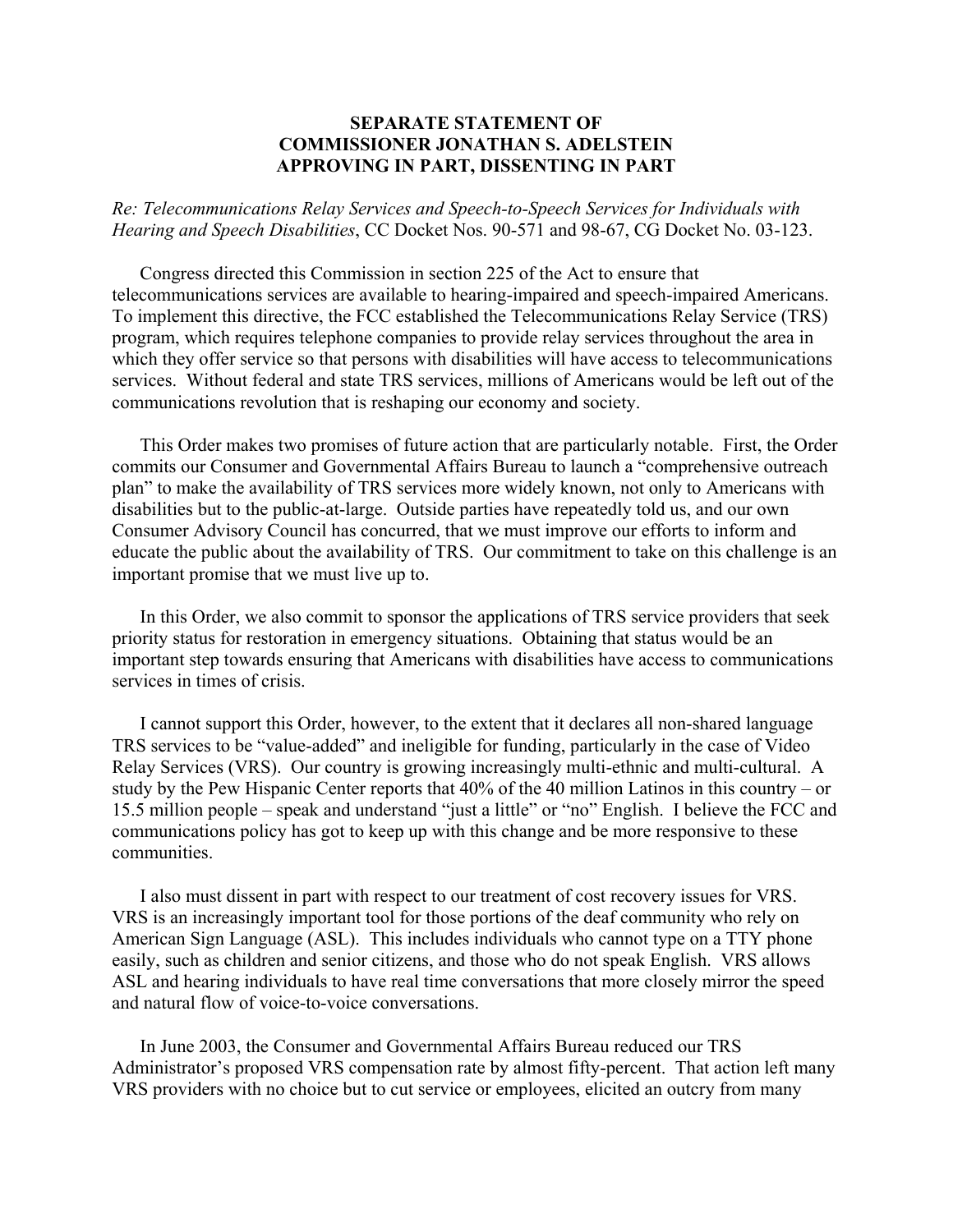**SEPARATE STATEMENT OF**
**COMMISSIONER JONATHAN S. ADELSTEIN**
**APPROVING IN PART, DISSENTING IN PART**

*Re: Telecommunications Relay Services and Speech-to-Speech Services for Individuals with Hearing and Speech Disabilities*, CC Docket Nos. 90-571 and 98-67, CG Docket No. 03-123.

Congress directed this Commission in section 225 of the Act to ensure that telecommunications services are available to hearing-impaired and speech-impaired Americans. To implement this directive, the FCC established the Telecommunications Relay Service (TRS) program, which requires telephone companies to provide relay services throughout the area in which they offer service so that persons with disabilities will have access to telecommunications services. Without federal and state TRS services, millions of Americans would be left out of the communications revolution that is reshaping our economy and society.

This Order makes two promises of future action that are particularly notable. First, the Order commits our Consumer and Governmental Affairs Bureau to launch a "comprehensive outreach plan" to make the availability of TRS services more widely known, not only to Americans with disabilities but to the public-at-large. Outside parties have repeatedly told us, and our own Consumer Advisory Council has concurred, that we must improve our efforts to inform and educate the public about the availability of TRS. Our commitment to take on this challenge is an important promise that we must live up to.

In this Order, we also commit to sponsor the applications of TRS service providers that seek priority status for restoration in emergency situations. Obtaining that status would be an important step towards ensuring that Americans with disabilities have access to communications services in times of crisis.

I cannot support this Order, however, to the extent that it declares all non-shared language TRS services to be "value-added" and ineligible for funding, particularly in the case of Video Relay Services (VRS). Our country is growing increasingly multi-ethnic and multi-cultural. A study by the Pew Hispanic Center reports that 40% of the 40 million Latinos in this country – or 15.5 million people – speak and understand "just a little" or "no" English. I believe the FCC and communications policy has got to keep up with this change and be more responsive to these communities.

I also must dissent in part with respect to our treatment of cost recovery issues for VRS. VRS is an increasingly important tool for those portions of the deaf community who rely on American Sign Language (ASL). This includes individuals who cannot type on a TTY phone easily, such as children and senior citizens, and those who do not speak English. VRS allows ASL and hearing individuals to have real time conversations that more closely mirror the speed and natural flow of voice-to-voice conversations.

In June 2003, the Consumer and Governmental Affairs Bureau reduced our TRS Administrator's proposed VRS compensation rate by almost fifty-percent. That action left many VRS providers with no choice but to cut service or employees, elicited an outcry from many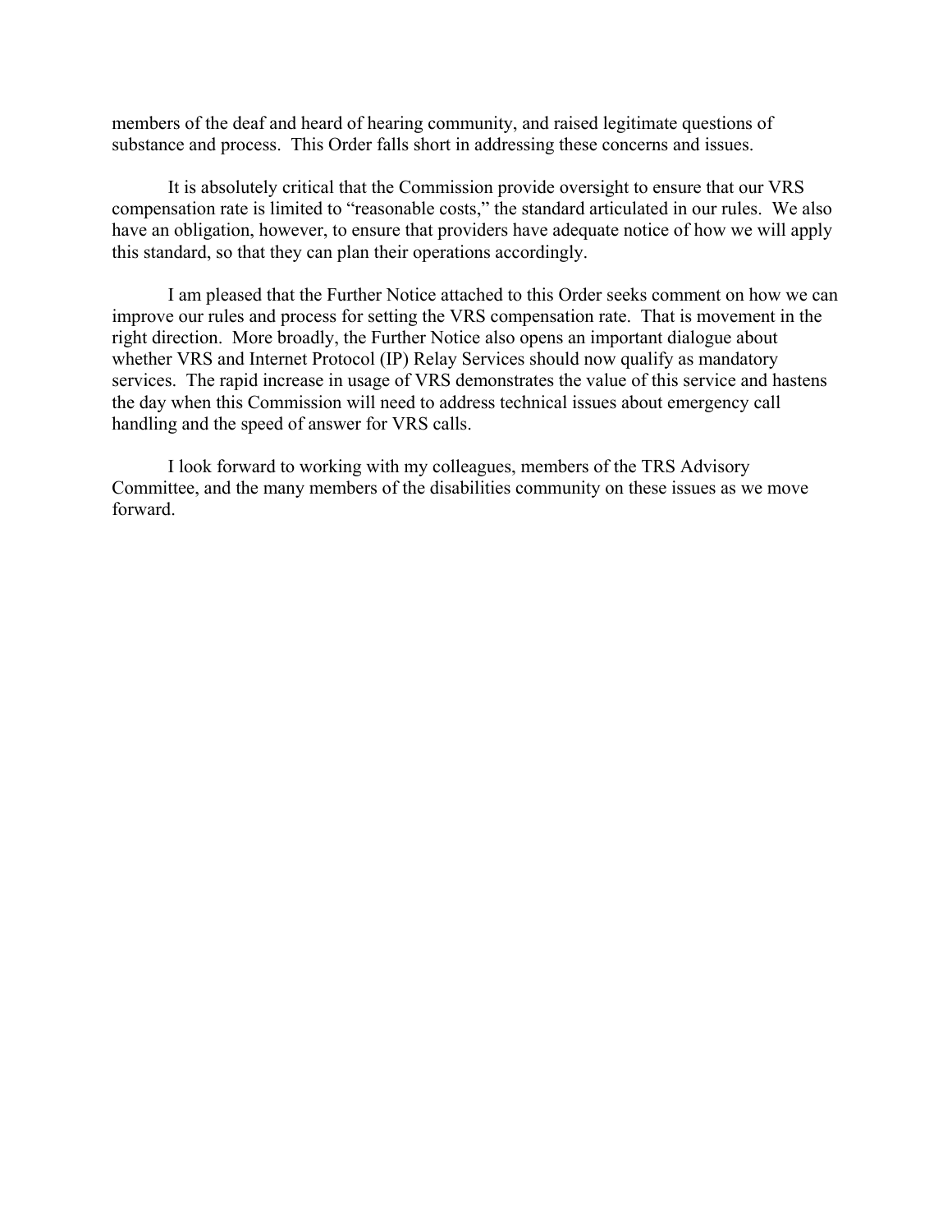members of the deaf and heard of hearing community, and raised legitimate questions of substance and process. This Order falls short in addressing these concerns and issues.

It is absolutely critical that the Commission provide oversight to ensure that our VRS compensation rate is limited to "reasonable costs," the standard articulated in our rules. We also have an obligation, however, to ensure that providers have adequate notice of how we will apply this standard, so that they can plan their operations accordingly.

I am pleased that the Further Notice attached to this Order seeks comment on how we can improve our rules and process for setting the VRS compensation rate. That is movement in the right direction. More broadly, the Further Notice also opens an important dialogue about whether VRS and Internet Protocol (IP) Relay Services should now qualify as mandatory services. The rapid increase in usage of VRS demonstrates the value of this service and hastens the day when this Commission will need to address technical issues about emergency call handling and the speed of answer for VRS calls.

I look forward to working with my colleagues, members of the TRS Advisory Committee, and the many members of the disabilities community on these issues as we move forward.